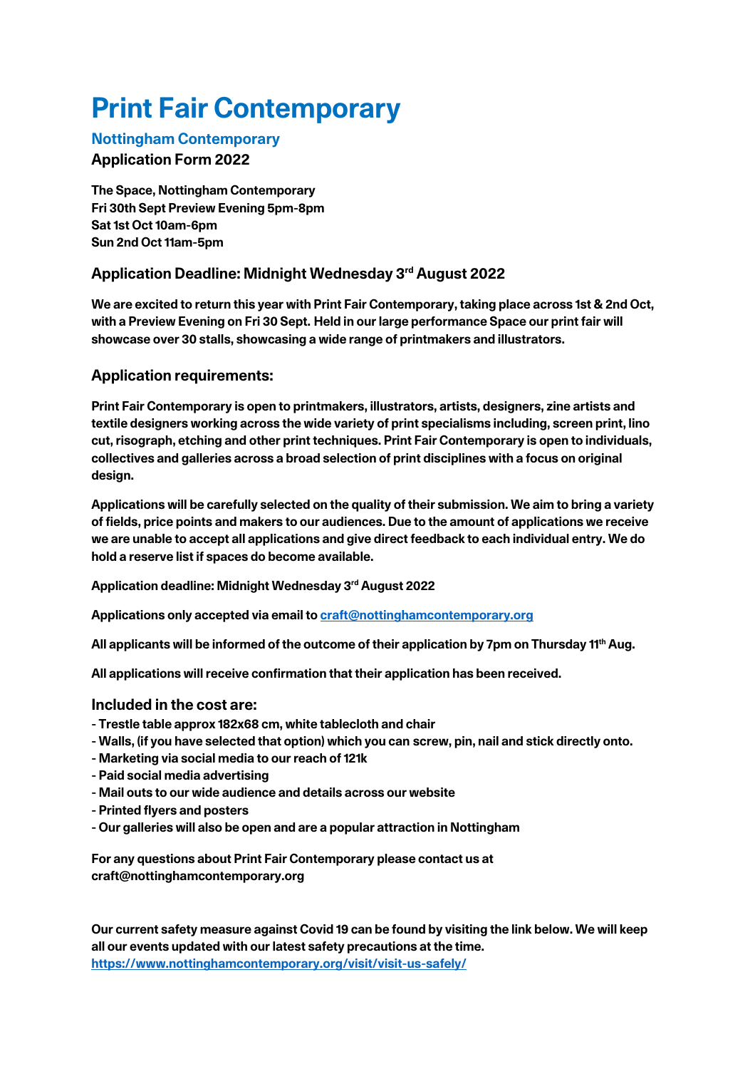# Print Fair Contemporary

## Nottingham Contemporary

**Application Form 2022**

**The Space, Nottingham Contemporary**
**Fri 30th Sept Preview Evening 5pm-8pm**
**Sat 1st Oct 10am-6pm**
**Sun 2nd Oct 11am-5pm**

### Application Deadline: Midnight Wednesday 3rd August 2022

**We are excited to return this year with Print Fair Contemporary, taking place across 1st & 2nd Oct, with a Preview Evening on Fri 30 Sept. Held in our large performance Space our print fair will showcase over 30 stalls, showcasing a wide range of printmakers and illustrators.**

### Application requirements:

**Print Fair Contemporary is open to printmakers, illustrators, artists, designers, zine artists and textile designers working across the wide variety of print specialisms including, screen print, lino cut, risograph, etching and other print techniques. Print Fair Contemporary is open to individuals, collectives and galleries across a broad selection of print disciplines with a focus on original design.**

**Applications will be carefully selected on the quality of their submission. We aim to bring a variety of fields, price points and makers to our audiences. Due to the amount of applications we receive we are unable to accept all applications and give direct feedback to each individual entry. We do hold a reserve list if spaces do become available.**

**Application deadline: Midnight Wednesday 3rd August 2022**

**Applications only accepted via email to [craft@nottinghamcontemporary.org](mailto:craft@nottinghamcontemporary.org)**

**All applicants will be informed of the outcome of their application by 7pm on Thursday 11th Aug.**

**All applications will receive confirmation that their application has been received.**

### Included in the cost are:

- **Trestle table approx 182x68 cm, white tablecloth and chair**
- **Walls, (if you have selected that option) which you can screw, pin, nail and stick directly onto.**
- **Marketing via social media to our reach of 121k**
- **Paid social media advertising**
- **Mail outs to our wide audience and details across our website**
- **Printed flyers and posters**
- **Our galleries will also be open and are a popular attraction in Nottingham**

**For any questions about Print Fair Contemporary please contact us at craft@nottinghamcontemporary.org**

**Our current safety measure against Covid 19 can be found by visiting the link below. We will keep all our events updated with our latest safety precautions at the time.**
**[https://www.nottinghamcontemporary.org/visit/visit-us-safely/](https://www.nottinghamcontemporary.org/visit/visit-us-safely/)**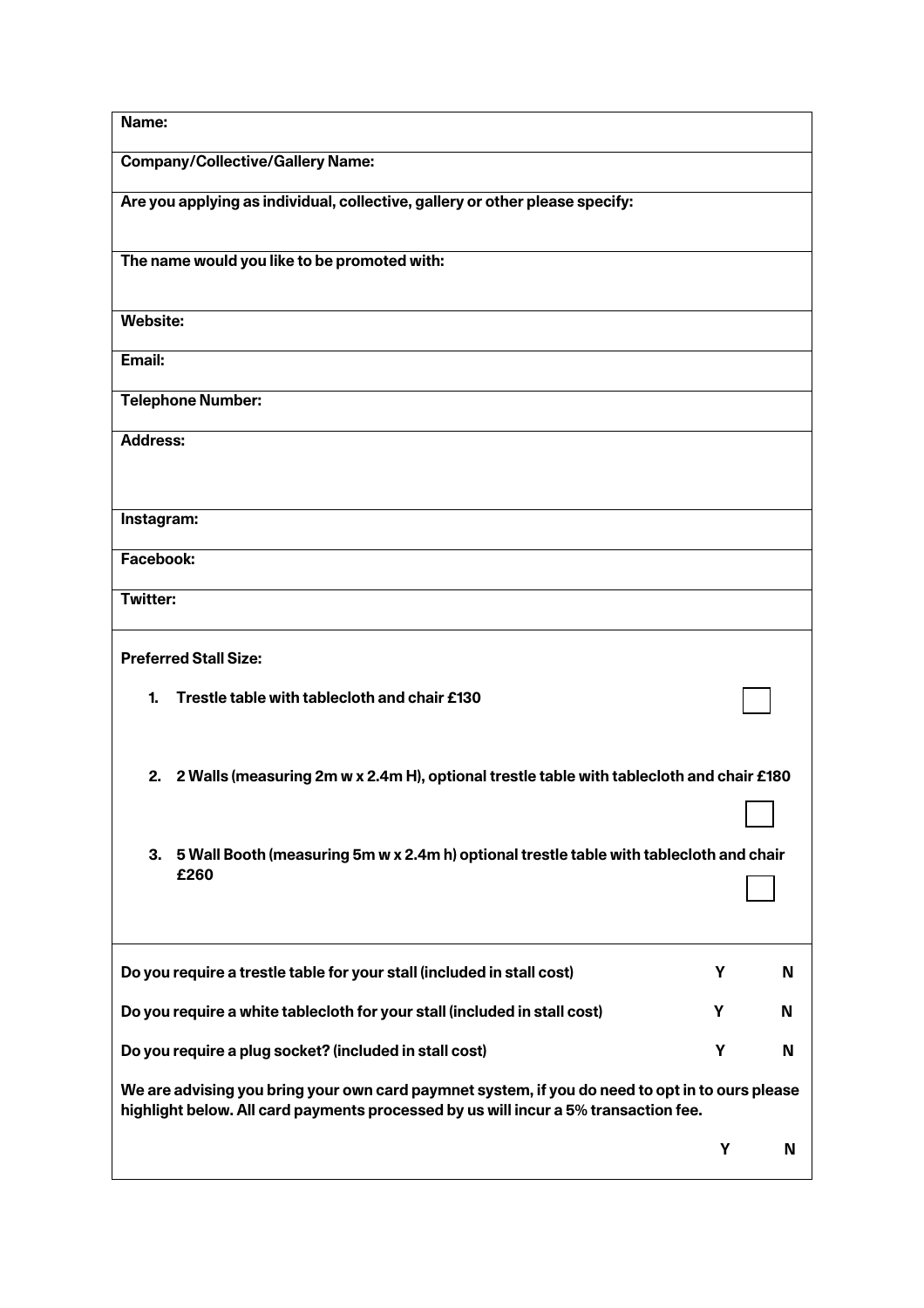| **Name:** |
|---|
| **Company/Collective/Gallery Name:** |
| **Are you applying as individual, collective, gallery or other please specify:** |
| **The name would you like to be promoted with:** |
| **Website:** |
| **Email:** |
| **Telephone Number:** |
| **Address:** |
| **Instagram:** |
| **Facebook:** |
| **Twitter:** |

**Preferred Stall Size:**

1. **Trestle table with tablecloth and chair £130** ☐
2. **2 Walls (measuring 2m w x 2.4m H), optional trestle table with tablecloth and chair £180** ☐
3. **5 Wall Booth (measuring 5m w x 2.4m h) optional trestle table with tablecloth and chair £260** ☐

| | | |
|---|---|---|
| **Do you require a trestle table for your stall (included in stall cost)** | **Y** | **N** |
| **Do you require a white tablecloth for your stall (included in stall cost)** | **Y** | **N** |
| **Do you require a plug socket? (included in stall cost)** | **Y** | **N** |

**We are advising you bring your own card paymnet system, if you do need to opt in to ours please highlight below. All card payments processed by us will incur a 5% transaction fee.**

| | | |
|---|---|---|
| | **Y** | **N** |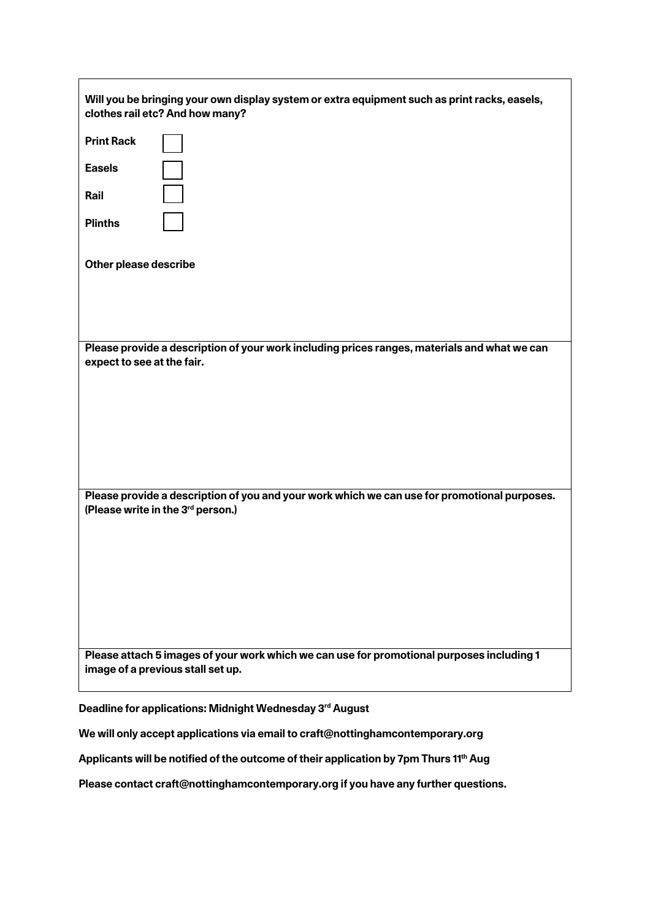**Will you be bringing your own display system or extra equipment such as print racks, easels, clothes rail etc? And how many?**

**Print Rack** ☐

**Easels** ☐

**Rail** ☐

**Plinths** ☐

**Other please describe**

**Please provide a description of your work including prices ranges, materials and what we can expect to see at the fair.**

**Please provide a description of you and your work which we can use for promotional purposes. (Please write in the 3rd person.)**

**Please attach 5 images of your work which we can use for promotional purposes including 1 image of a previous stall set up.**

**Deadline for applications: Midnight Wednesday 3rd August**

**We will only accept applications via email to craft@nottinghamcontemporary.org**

**Applicants will be notified of the outcome of their application by 7pm Thurs 11th Aug**

**Please contact craft@nottinghamcontemporary.org if you have any further questions.**